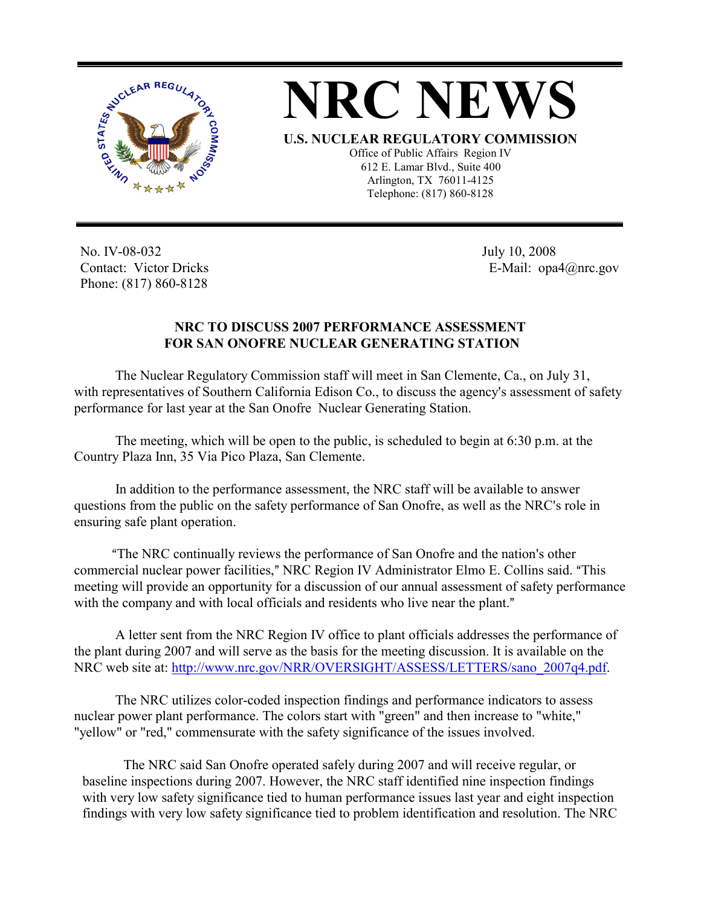# NRC NEWS

**U.S. NUCLEAR REGULATORY COMMISSION**

Office of Public Affairs Region IV
612 E. Lamar Blvd., Suite 400
Arlington, TX 76011-4125
Telephone: (817) 860-8128

No. IV-08-032
Contact: Victor Dricks
Phone: (817) 860-8128

July 10, 2008
E-Mail: opa4@nrc.gov

## NRC TO DISCUSS 2007 PERFORMANCE ASSESSMENT FOR SAN ONOFRE NUCLEAR GENERATING STATION

The Nuclear Regulatory Commission staff will meet in San Clemente, Ca., on July 31, with representatives of Southern California Edison Co., to discuss the agency's assessment of safety performance for last year at the San Onofre Nuclear Generating Station.

The meeting, which will be open to the public, is scheduled to begin at 6:30 p.m. at the Country Plaza Inn, 35 Via Pico Plaza, San Clemente.

In addition to the performance assessment, the NRC staff will be available to answer questions from the public on the safety performance of San Onofre, as well as the NRC's role in ensuring safe plant operation.

"The NRC continually reviews the performance of San Onofre and the nation's other commercial nuclear power facilities," NRC Region IV Administrator Elmo E. Collins said. "This meeting will provide an opportunity for a discussion of our annual assessment of safety performance with the company and with local officials and residents who live near the plant."

A letter sent from the NRC Region IV office to plant officials addresses the performance of the plant during 2007 and will serve as the basis for the meeting discussion. It is available on the NRC web site at: http://www.nrc.gov/NRR/OVERSIGHT/ASSESS/LETTERS/sano_2007q4.pdf.

The NRC utilizes color-coded inspection findings and performance indicators to assess nuclear power plant performance. The colors start with "green" and then increase to "white," "yellow" or "red," commensurate with the safety significance of the issues involved.

The NRC said San Onofre operated safely during 2007 and will receive regular, or baseline inspections during 2007. However, the NRC staff identified nine inspection findings with very low safety significance tied to human performance issues last year and eight inspection findings with very low safety significance tied to problem identification and resolution. The NRC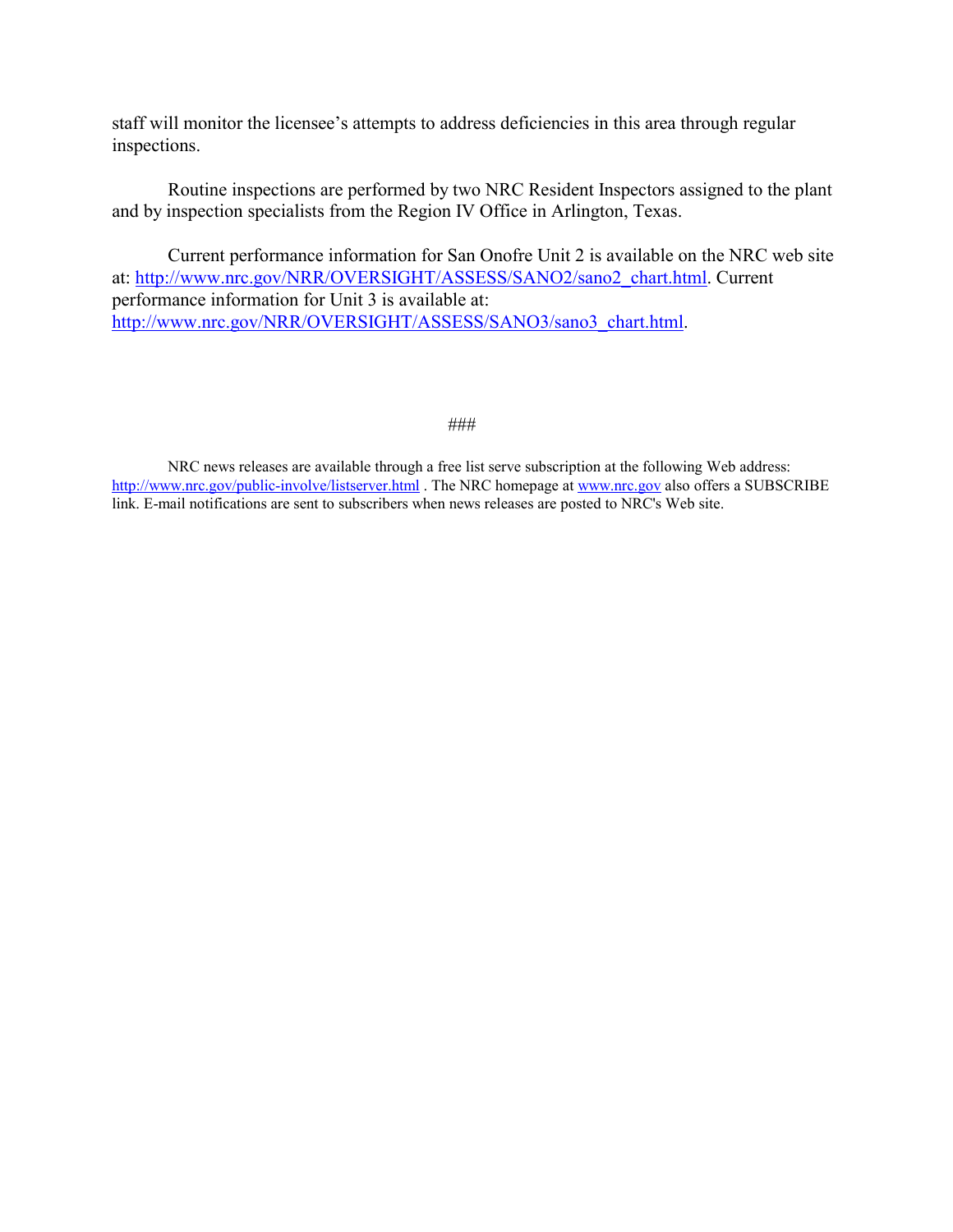staff will monitor the licensee's attempts to address deficiencies in this area through regular inspections.

Routine inspections are performed by two NRC Resident Inspectors assigned to the plant and by inspection specialists from the Region IV Office in Arlington, Texas.

Current performance information for San Onofre Unit 2 is available on the NRC web site at: http://www.nrc.gov/NRR/OVERSIGHT/ASSESS/SANO2/sano2_chart.html. Current performance information for Unit 3 is available at: http://www.nrc.gov/NRR/OVERSIGHT/ASSESS/SANO3/sano3_chart.html.

###

NRC news releases are available through a free list serve subscription at the following Web address: http://www.nrc.gov/public-involve/listserver.html . The NRC homepage at www.nrc.gov also offers a SUBSCRIBE link. E-mail notifications are sent to subscribers when news releases are posted to NRC's Web site.